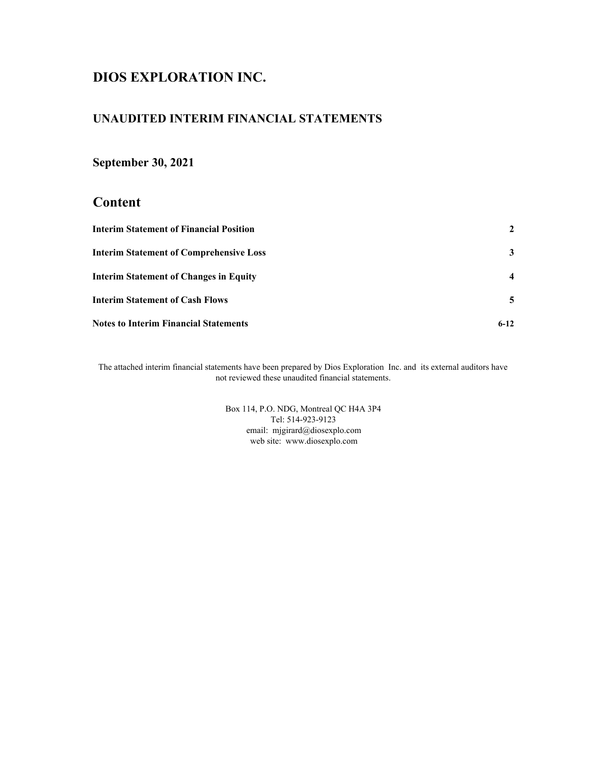# DIOS EXPLORATION INC.

## UNAUDITED INTERIM FINANCIAL STATEMENTS

### September 30, 2021

## Content

| | |
|---|---|
| **Interim Statement of Financial Position** | **2** |
| **Interim Statement of Comprehensive Loss** | **3** |
| **Interim Statement of Changes in Equity** | **4** |
| **Interim Statement of Cash Flows** | **5** |
| **Notes to Interim Financial Statements** | **6-12** |

The attached interim financial statements have been prepared by Dios Exploration Inc. and its external auditors have not reviewed these unaudited financial statements.

Box 114, P.O. NDG, Montreal QC H4A 3P4
Tel: 514-923-9123
email: mjgirard@diosexplo.com
web site: www.diosexplo.com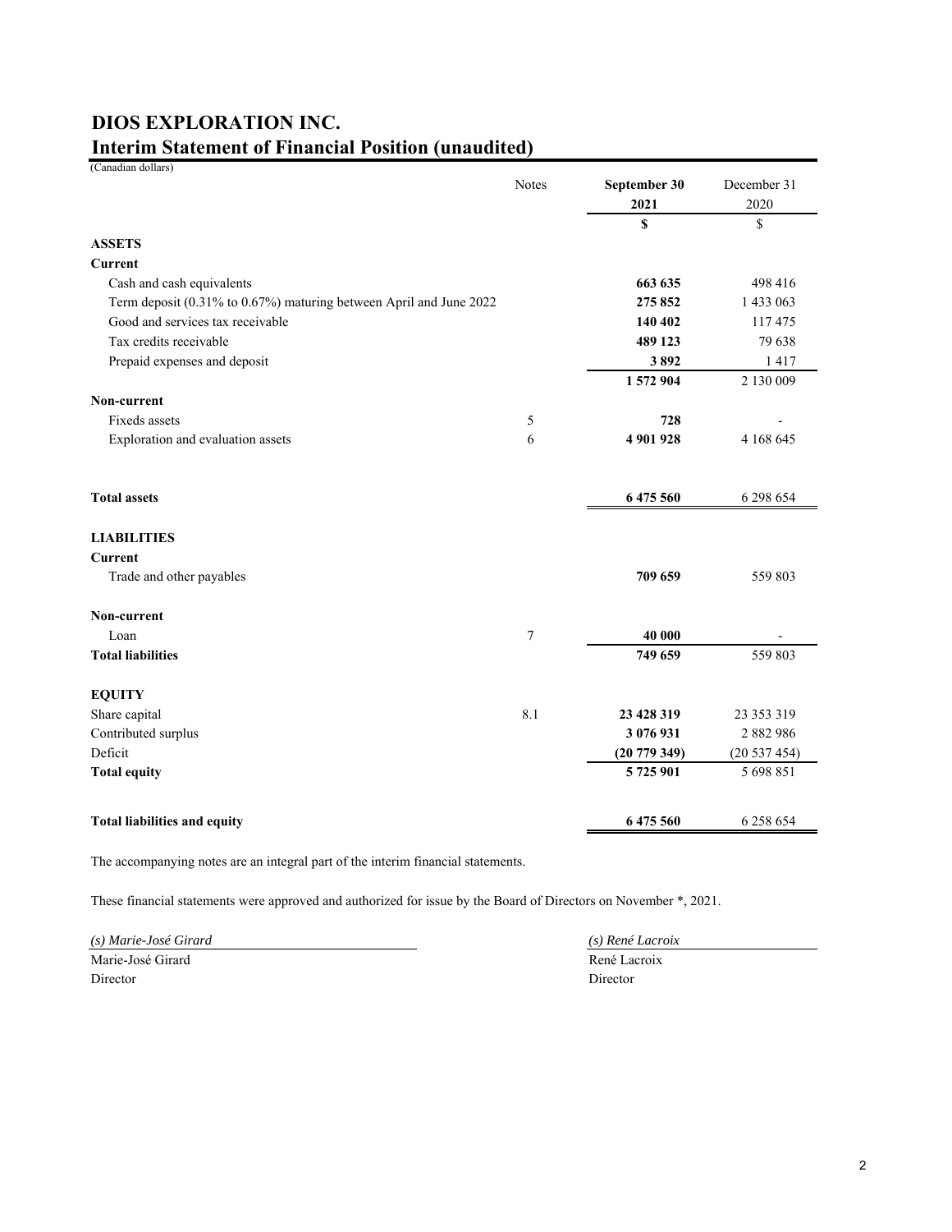# DIOS EXPLORATION INC.

## Interim Statement of Financial Position (unaudited)

(Canadian dollars)

| | Notes | September 30 2021 | December 31 2020 |
|---|---|---|---|
| | | **$** | $ |
| **ASSETS** | | | |
| **Current** | | | |
| Cash and cash equivalents | | **663 635** | 498 416 |
| Term deposit (0.31% to 0.67%) maturing between April and June 2022 | | **275 852** | 1 433 063 |
| Good and services tax receivable | | **140 402** | 117 475 |
| Tax credits receivable | | **489 123** | 79 638 |
| Prepaid expenses and deposit | | **3 892** | 1 417 |
| | | **1 572 904** | 2 130 009 |
| **Non-current** | | | |
| Fixeds assets | 5 | **728** | - |
| Exploration and evaluation assets | 6 | **4 901 928** | 4 168 645 |
| **Total assets** | | **6 475 560** | 6 298 654 |
| **LIABILITIES** | | | |
| **Current** | | | |
| Trade and other payables | | **709 659** | 559 803 |
| **Non-current** | | | |
| Loan | 7 | **40 000** | - |
| **Total liabilities** | | **749 659** | 559 803 |
| **EQUITY** | | | |
| Share capital | 8.1 | **23 428 319** | 23 353 319 |
| Contributed surplus | | **3 076 931** | 2 882 986 |
| Deficit | | **(20 779 349)** | (20 537 454) |
| **Total equity** | | **5 725 901** | 5 698 851 |
| **Total liabilities and equity** | | **6 475 560** | 6 258 654 |

The accompanying notes are an integral part of the interim financial statements.

These financial statements were approved and authorized for issue by the Board of Directors on November *, 2021.

*(s) Marie-José Girard*
Marie-José Girard
Director

*(s) René Lacroix*
René Lacroix
Director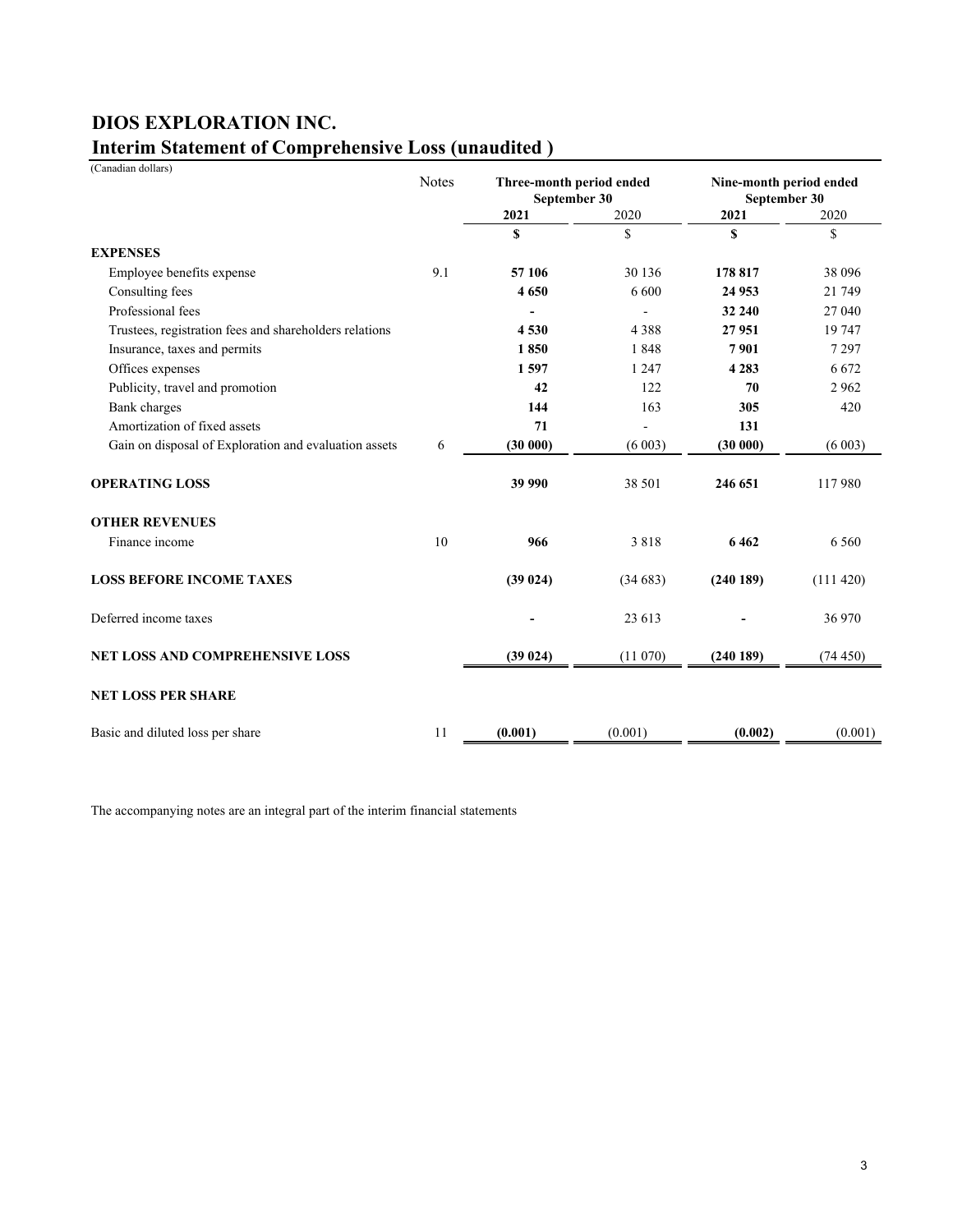# DIOS EXPLORATION INC.

## Interim Statement of Comprehensive Loss (unaudited )

(Canadian dollars)

| | Notes | Three-month period ended September 30 | | Nine-month period ended September 30 | |
|---|---|---|---|---|---|
| | | **2021** | 2020 | **2021** | 2020 |
| | | **$** | $ | **$** | $ |
| **EXPENSES** | | | | | |
| Employee benefits expense | 9.1 | **57 106** | 30 136 | **178 817** | 38 096 |
| Consulting fees | | **4 650** | 6 600 | **24 953** | 21 749 |
| Professional fees | | **-** | - | **32 240** | 27 040 |
| Trustees, registration fees and shareholders relations | | **4 530** | 4 388 | **27 951** | 19 747 |
| Insurance, taxes and permits | | **1 850** | 1 848 | **7 901** | 7 297 |
| Offices expenses | | **1 597** | 1 247 | **4 283** | 6 672 |
| Publicity, travel and promotion | | **42** | 122 | **70** | 2 962 |
| Bank charges | | **144** | 163 | **305** | 420 |
| Amortization of fixed assets | | **71** | - | **131** | |
| Gain on disposal of Exploration and evaluation assets | 6 | **(30 000)** | (6 003) | **(30 000)** | (6 003) |
| **OPERATING LOSS** | | **39 990** | 38 501 | **246 651** | 117 980 |
| **OTHER REVENUES** | | | | | |
| Finance income | 10 | **966** | 3 818 | **6 462** | 6 560 |
| **LOSS BEFORE INCOME TAXES** | | **(39 024)** | (34 683) | **(240 189)** | (111 420) |
| Deferred income taxes | | **-** | 23 613 | **-** | 36 970 |
| **NET LOSS AND COMPREHENSIVE LOSS** | | **(39 024)** | (11 070) | **(240 189)** | (74 450) |
| **NET LOSS PER SHARE** | | | | | |
| Basic and diluted loss per share | 11 | **(0.001)** | (0.001) | **(0.002)** | (0.001) |

The accompanying notes are an integral part of the interim financial statements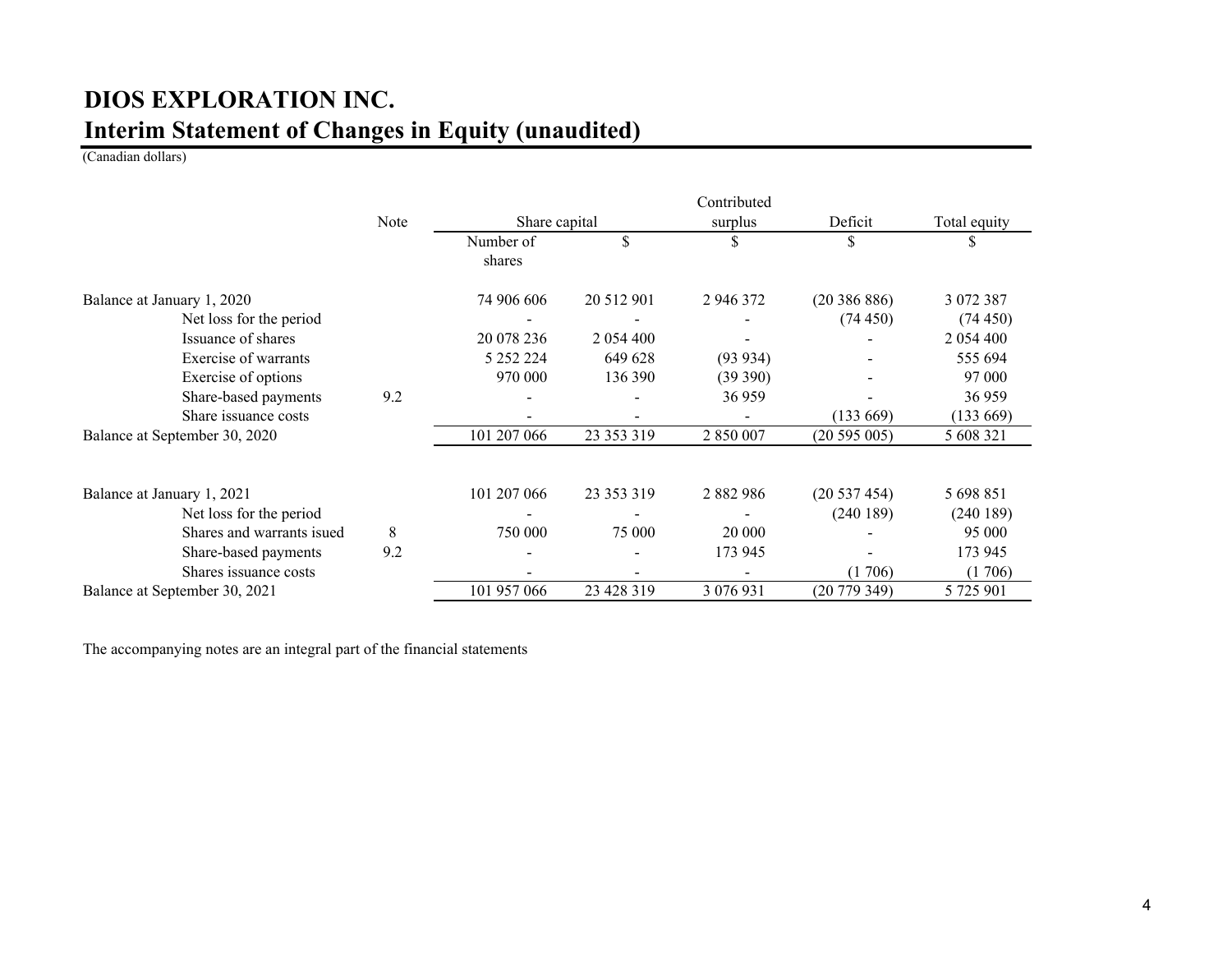# DIOS EXPLORATION INC.
# Interim Statement of Changes in Equity (unaudited)

(Canadian dollars)

| | Note | Share capital | | Contributed surplus | Deficit | Total equity |
|---|---|---|---|---|---|---|
| | | Number of shares | $ | $ | $ | $ |
| Balance at January 1, 2020 | | 74 906 606 | 20 512 901 | 2 946 372 | (20 386 886) | 3 072 387 |
| Net loss for the period | | - | - | - | (74 450) | (74 450) |
| Issuance of shares | | 20 078 236 | 2 054 400 | - | - | 2 054 400 |
| Exercise of warrants | | 5 252 224 | 649 628 | (93 934) | - | 555 694 |
| Exercise of options | | 970 000 | 136 390 | (39 390) | - | 97 000 |
| Share-based payments | 9.2 | - | - | 36 959 | - | 36 959 |
| Share issuance costs | | - | - | - | (133 669) | (133 669) |
| Balance at September 30, 2020 | | 101 207 066 | 23 353 319 | 2 850 007 | (20 595 005) | 5 608 321 |
| | | | | | | |
| Balance at January 1, 2021 | | 101 207 066 | 23 353 319 | 2 882 986 | (20 537 454) | 5 698 851 |
| Net loss for the period | | - | - | - | (240 189) | (240 189) |
| Shares and warrants isued | 8 | 750 000 | 75 000 | 20 000 | - | 95 000 |
| Share-based payments | 9.2 | - | - | 173 945 | - | 173 945 |
| Shares issuance costs | | - | - | - | (1 706) | (1 706) |
| Balance at September 30, 2021 | | 101 957 066 | 23 428 319 | 3 076 931 | (20 779 349) | 5 725 901 |

The accompanying notes are an integral part of the financial statements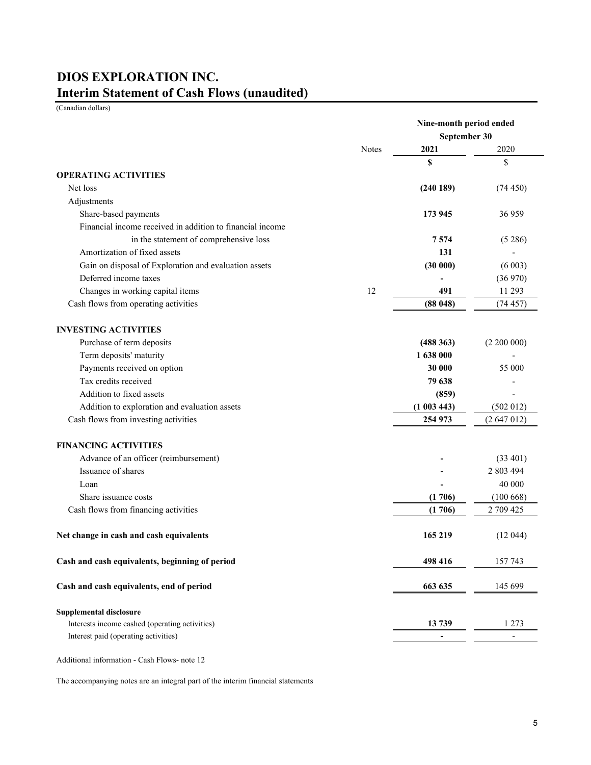# DIOS EXPLORATION INC.

## Interim Statement of Cash Flows (unaudited)

(Canadian dollars)

| | Notes | Nine-month period ended September 30 | |
|---|---|---|---|
| | | **2021** | 2020 |
| | | **$** | $ |
| **OPERATING ACTIVITIES** | | | |
| Net loss | | **(240 189)** | (74 450) |
| Adjustments | | | |
| Share-based payments | | **173 945** | 36 959 |
| Financial income received in addition to financial income in the statement of comprehensive loss | | **7 574** | (5 286) |
| Amortization of fixed assets | | **131** | - |
| Gain on disposal of Exploration and evaluation assets | | **(30 000)** | (6 003) |
| Deferred income taxes | | **-** | (36 970) |
| Changes in working capital items | 12 | **491** | 11 293 |
| Cash flows from operating activities | | **(88 048)** | (74 457) |
| **INVESTING ACTIVITIES** | | | |
| Purchase of term deposits | | **(488 363)** | (2 200 000) |
| Term deposits' maturity | | **1 638 000** | - |
| Payments received on option | | **30 000** | 55 000 |
| Tax credits received | | **79 638** | - |
| Addition to fixed assets | | **(859)** | - |
| Addition to exploration and evaluation assets | | **(1 003 443)** | (502 012) |
| Cash flows from investing activities | | **254 973** | (2 647 012) |
| **FINANCING ACTIVITIES** | | | |
| Advance of an officer (reimbursement) | | **-** | (33 401) |
| Issuance of shares | | **-** | 2 803 494 |
| Loan | | **-** | 40 000 |
| Share issuance costs | | **(1 706)** | (100 668) |
| Cash flows from financing activities | | **(1 706)** | 2 709 425 |
| **Net change in cash and cash equivalents** | | **165 219** | (12 044) |
| **Cash and cash equivalents, beginning of period** | | **498 416** | 157 743 |
| **Cash and cash equivalents, end of period** | | **663 635** | 145 699 |
| **Supplemental disclosure** | | | |
| Interests income cashed (operating activities) | | **13 739** | 1 273 |
| Interest paid (operating activities) | | **-** | - |

Additional information - Cash Flows- note 12

The accompanying notes are an integral part of the interim financial statements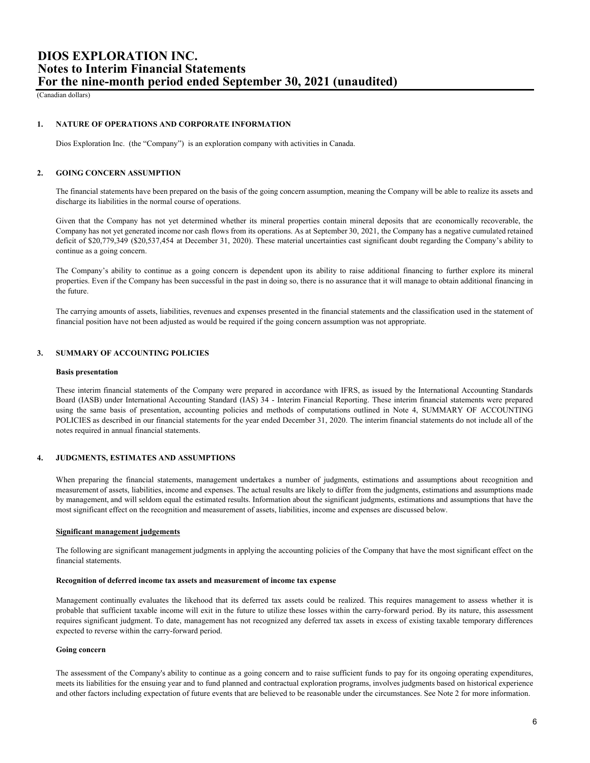# DIOS EXPLORATION INC.
## Notes to Interim Financial Statements
## For the nine-month period ended September 30, 2021 (unaudited)

(Canadian dollars)

### 1. NATURE OF OPERATIONS AND CORPORATE INFORMATION

Dios Exploration Inc. (the "Company") is an exploration company with activities in Canada.

### 2. GOING CONCERN ASSUMPTION

The financial statements have been prepared on the basis of the going concern assumption, meaning the Company will be able to realize its assets and discharge its liabilities in the normal course of operations.

Given that the Company has not yet determined whether its mineral properties contain mineral deposits that are economically recoverable, the Company has not yet generated income nor cash flows from its operations. As at September 30, 2021, the Company has a negative cumulated retained deficit of $20,779,349 ($20,537,454 at December 31, 2020). These material uncertainties cast significant doubt regarding the Company's ability to continue as a going concern.

The Company's ability to continue as a going concern is dependent upon its ability to raise additional financing to further explore its mineral properties. Even if the Company has been successful in the past in doing so, there is no assurance that it will manage to obtain additional financing in the future.

The carrying amounts of assets, liabilities, revenues and expenses presented in the financial statements and the classification used in the statement of financial position have not been adjusted as would be required if the going concern assumption was not appropriate.

### 3. SUMMARY OF ACCOUNTING POLICIES

**Basis presentation**

These interim financial statements of the Company were prepared in accordance with IFRS, as issued by the International Accounting Standards Board (IASB) under International Accounting Standard (IAS) 34 - Interim Financial Reporting. These interim financial statements were prepared using the same basis of presentation, accounting policies and methods of computations outlined in Note 4, SUMMARY OF ACCOUNTING POLICIES as described in our financial statements for the year ended December 31, 2020. The interim financial statements do not include all of the notes required in annual financial statements.

### 4. JUDGMENTS, ESTIMATES AND ASSUMPTIONS

When preparing the financial statements, management undertakes a number of judgments, estimations and assumptions about recognition and measurement of assets, liabilities, income and expenses. The actual results are likely to differ from the judgments, estimations and assumptions made by management, and will seldom equal the estimated results. Information about the significant judgments, estimations and assumptions that have the most significant effect on the recognition and measurement of assets, liabilities, income and expenses are discussed below.

**Significant management judgements**

The following are significant management judgments in applying the accounting policies of the Company that have the most significant effect on the financial statements.

**Recognition of deferred income tax assets and measurement of income tax expense**

Management continually evaluates the likehood that its deferred tax assets could be realized. This requires management to assess whether it is probable that sufficient taxable income will exit in the future to utilize these losses within the carry-forward period. By its nature, this assessment requires significant judgment. To date, management has not recognized any deferred tax assets in excess of existing taxable temporary differences expected to reverse within the carry-forward period.

**Going concern**

The assessment of the Company's ability to continue as a going concern and to raise sufficient funds to pay for its ongoing operating expenditures, meets its liabilities for the ensuing year and to fund planned and contractual exploration programs, involves judgments based on historical experience and other factors including expectation of future events that are believed to be reasonable under the circumstances. See Note 2 for more information.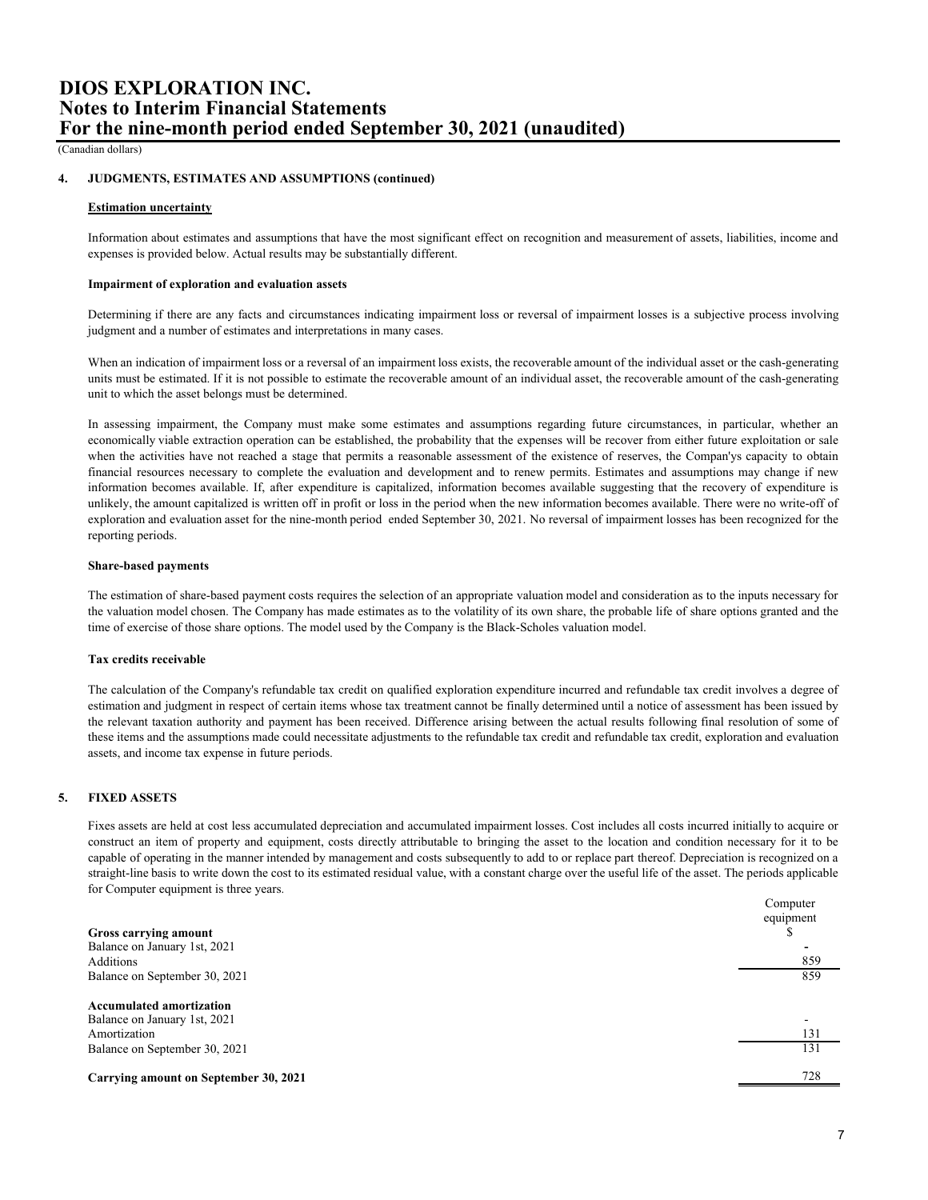# DIOS EXPLORATION INC.
# Notes to Interim Financial Statements
# For the nine-month period ended September 30, 2021 (unaudited)

(Canadian dollars)

## 4. JUDGMENTS, ESTIMATES AND ASSUMPTIONS (continued)

**Estimation uncertainty**

Information about estimates and assumptions that have the most significant effect on recognition and measurement of assets, liabilities, income and expenses is provided below. Actual results may be substantially different.

**Impairment of exploration and evaluation assets**

Determining if there are any facts and circumstances indicating impairment loss or reversal of impairment losses is a subjective process involving judgment and a number of estimates and interpretations in many cases.

When an indication of impairment loss or a reversal of an impairment loss exists, the recoverable amount of the individual asset or the cash-generating units must be estimated. If it is not possible to estimate the recoverable amount of an individual asset, the recoverable amount of the cash-generating unit to which the asset belongs must be determined.

In assessing impairment, the Company must make some estimates and assumptions regarding future circumstances, in particular, whether an economically viable extraction operation can be established, the probability that the expenses will be recover from either future exploitation or sale when the activities have not reached a stage that permits a reasonable assessment of the existence of reserves, the Compan'ys capacity to obtain financial resources necessary to complete the evaluation and development and to renew permits. Estimates and assumptions may change if new information becomes available. If, after expenditure is capitalized, information becomes available suggesting that the recovery of expenditure is unlikely, the amount capitalized is written off in profit or loss in the period when the new information becomes available. There were no write-off of exploration and evaluation asset for the nine-month period ended September 30, 2021. No reversal of impairment losses has been recognized for the reporting periods.

**Share-based payments**

The estimation of share-based payment costs requires the selection of an appropriate valuation model and consideration as to the inputs necessary for the valuation model chosen. The Company has made estimates as to the volatility of its own share, the probable life of share options granted and the time of exercise of those share options. The model used by the Company is the Black-Scholes valuation model.

**Tax credits receivable**

The calculation of the Company's refundable tax credit on qualified exploration expenditure incurred and refundable tax credit involves a degree of estimation and judgment in respect of certain items whose tax treatment cannot be finally determined until a notice of assessment has been issued by the relevant taxation authority and payment has been received. Difference arising between the actual results following final resolution of some of these items and the assumptions made could necessitate adjustments to the refundable tax credit and refundable tax credit, exploration and evaluation assets, and income tax expense in future periods.

## 5. FIXED ASSETS

Fixes assets are held at cost less accumulated depreciation and accumulated impairment losses. Cost includes all costs incurred initially to acquire or construct an item of property and equipment, costs directly attributable to bringing the asset to the location and condition necessary for it to be capable of operating in the manner intended by management and costs subsequently to add to or replace part thereof. Depreciation is recognized on a straight-line basis to write down the cost to its estimated residual value, with a constant charge over the useful life of the asset. The periods applicable for Computer equipment is three years.

| | Computer equipment |
|---|---|
| | $ |
| **Gross carrying amount** | |
| Balance on January 1st, 2021 | - |
| Additions | 859 |
| Balance on September 30, 2021 | 859 |
| **Accumulated amortization** | |
| Balance on January 1st, 2021 | - |
| Amortization | 131 |
| Balance on September 30, 2021 | 131 |
| **Carrying amount on September 30, 2021** | 728 |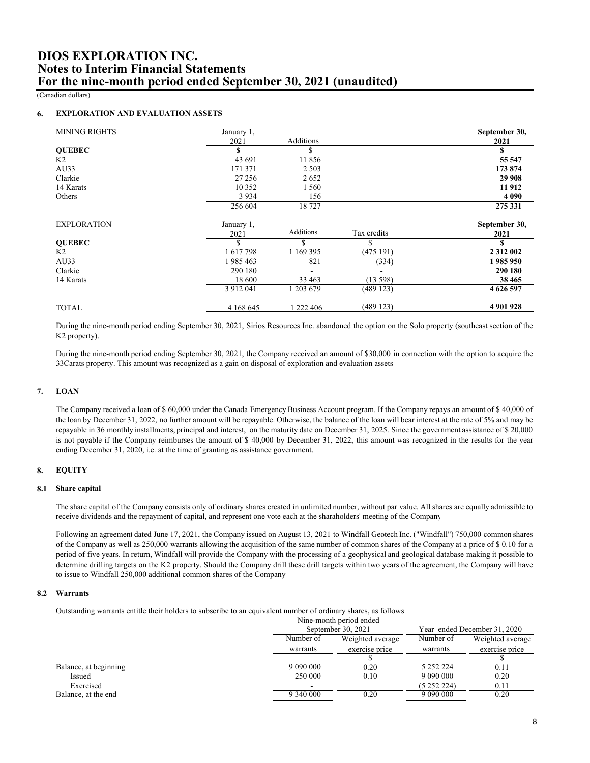# DIOS EXPLORATION INC.
# Notes to Interim Financial Statements
# For the nine-month period ended September 30, 2021 (unaudited)

(Canadian dollars)

## 6. EXPLORATION AND EVALUATION ASSETS

| MINING RIGHTS | January 1, 2021 | Additions | | September 30, 2021 |
|---|---|---|---|---|
| **QUEBEC** | $ | $ | | **$** |
| K2 | 43 691 | 11 856 | | **55 547** |
| AU33 | 171 371 | 2 503 | | **173 874** |
| Clarkie | 27 256 | 2 652 | | **29 908** |
| 14 Karats | 10 352 | 1 560 | | **11 912** |
| Others | 3 934 | 156 | | **4 090** |
| | 256 604 | 18 727 | | **275 331** |

| EXPLORATION | January 1, 2021 | Additions | Tax credits | September 30, 2021 |
|---|---|---|---|---|
| **QUEBEC** | $ | $ | $ | **$** |
| K2 | 1 617 798 | 1 169 395 | (475 191) | **2 312 002** |
| AU33 | 1 985 463 | 821 | (334) | **1 985 950** |
| Clarkie | 290 180 | - | - | **290 180** |
| 14 Karats | 18 600 | 33 463 | (13 598) | **38 465** |
| | 3 912 041 | 1 203 679 | (489 123) | **4 626 597** |
| TOTAL | 4 168 645 | 1 222 406 | (489 123) | **4 901 928** |

During the nine-month period ending September 30, 2021, Sirios Resources Inc. abandoned the option on the Solo property (southeast section of the K2 property).

During the nine-month period ending September 30, 2021, the Company received an amount of $30,000 in connection with the option to acquire the 33Carats property. This amount was recognized as a gain on disposal of exploration and evaluation assets

## 7. LOAN

The Company received a loan of $ 60,000 under the Canada Emergency Business Account program. If the Company repays an amount of $ 40,000 of the loan by December 31, 2022, no further amount will be repayable. Otherwise, the balance of the loan will bear interest at the rate of 5% and may be repayable in 36 monthly installments, principal and interest, on the maturity date on December 31, 2025. Since the government assistance of $ 20,000 is not payable if the Company reimburses the amount of $ 40,000 by December 31, 2022, this amount was recognized in the results for the year ending December 31, 2020, i.e. at the time of granting as assistance government.

## 8. EQUITY

### 8.1 Share capital

The share capital of the Company consists only of ordinary shares created in unlimited number, without par value. All shares are equally admissible to receive dividends and the repayment of capital, and represent one vote each at the sharaholders' meeting of the Company

Following an agreement dated June 17, 2021, the Company issued on August 13, 2021 to Windfall Geotech Inc. ("Windfall") 750,000 common shares of the Company as well as 250,000 warrants allowing the acquisition of the same number of common shares of the Company at a price of $ 0.10 for a period of five years. In return, Windfall will provide the Company with the processing of a geophysical and geological database making it possible to determine drilling targets on the K2 property. Should the Company drill these drill targets within two years of the agreement, the Company will have to issue to Windfall 250,000 additional common shares of the Company

### 8.2 Warrants

Outstanding warrants entitle their holders to subscribe to an equivalent number of ordinary shares, as follows

| | Nine-month period ended September 30, 2021 | | Year ended December 31, 2020 | |
|---|---|---|---|---|
| | Number of warrants | Weighted average exercise price | Number of warrants | Weighted average exercise price |
| | | $ | | $ |
| Balance, at beginning | 9 090 000 | 0.20 | 5 252 224 | 0.11 |
| Issued | 250 000 | 0.10 | 9 090 000 | 0.20 |
| Exercised | - | | (5 252 224) | 0.11 |
| Balance, at the end | 9 340 000 | 0.20 | 9 090 000 | 0.20 |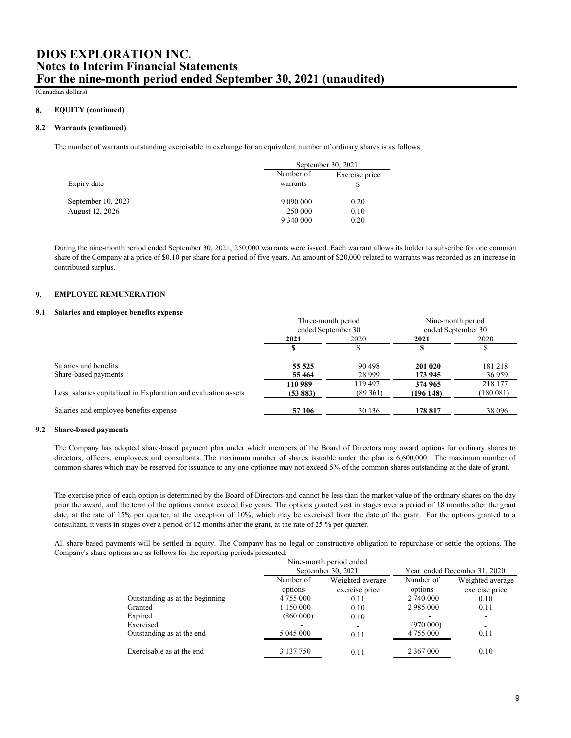# DIOS EXPLORATION INC.
# Notes to Interim Financial Statements
# For the nine-month period ended September 30, 2021 (unaudited)

(Canadian dollars)

## 8. EQUITY (continued)

### 8.2 Warrants (continued)

The number of warrants outstanding exercisable in exchange for an equivalent number of ordinary shares is as follows:

| | September 30, 2021 | |
|---|---|---|
| Expiry date | Number of warrants | Exercise price $ |
| September 10, 2023 | 9 090 000 | 0.20 |
| August 12, 2026 | 250 000 | 0.10 |
| | 9 340 000 | 0.20 |

During the nine-month period ended September 30, 2021, 250,000 warrants were issued. Each warrant allows its holder to subscribe for one common share of the Company at a price of $0.10 per share for a period of five years. An amount of $20,000 related to warrants was recorded as an increase in contributed surplus.

## 9. EMPLOYEE REMUNERATION

### 9.1 Salaries and employee benefits expense

| | Three-month period ended September 30 | | Nine-month period ended September 30 | |
|---|---|---|---|---|
| | **2021** | 2020 | **2021** | 2020 |
| | **$** | $ | **$** | $ |
| Salaries and benefits | **55 525** | 90 498 | **201 020** | 181 218 |
| Share-based payments | **55 464** | 28 999 | **173 945** | 36 959 |
| | **110 989** | 119 497 | **374 965** | 218 177 |
| Less: salaries capitalized in Exploration and evaluation assets | **(53 883)** | (89 361) | **(196 148)** | (180 081) |
| Salaries and employee benefits expense | **57 106** | 30 136 | **178 817** | 38 096 |

### 9.2 Share-based payments

The Company has adopted share-based payment plan under which members of the Board of Directors may award options for ordinary shares to directors, officers, employees and consultants. The maximum number of shares issuable under the plan is 6,600,000. The maximum number of common shares which may be reserved for issuance to any one optionee may not exceed 5% of the common shares outstanding at the date of grant.

The exercise price of each option is determined by the Board of Directors and cannot be less than the market value of the ordinary shares on the day prior the award, and the term of the options cannot exceed five years. The options granted vest in stages over a period of 18 months after the grant date, at the rate of 15% per quarter, at the exception of 10%, which may be exercised from the date of the grant. For the options granted to a consultant, it vests in stages over a period of 12 months after the grant, at the rate of 25 % per quarter.

All share-based payments will be settled in equity. The Company has no legal or constructive obligation to repurchase or settle the options. The Company's share options are as follows for the reporting periods presented:

| | Nine-month period ended September 30, 2021 | | Year ended December 31, 2020 | |
|---|---|---|---|---|
| | Number of options | Weighted average exercise price | Number of options | Weighted average exercise price |
| Outstanding as at the beginning | 4 755 000 | 0.11 | 2 740 000 | 0.10 |
| Granted | 1 150 000 | 0.10 | 2 985 000 | 0.11 |
| Expired | (860 000) | 0.10 | - | - |
| Exercised | - | - | (970 000) | - |
| Outstanding as at the end | 5 045 000 | 0.11 | 4 755 000 | 0.11 |
| Exercisable as at the end | 3 137 750 | 0.11 | 2 367 000 | 0.10 |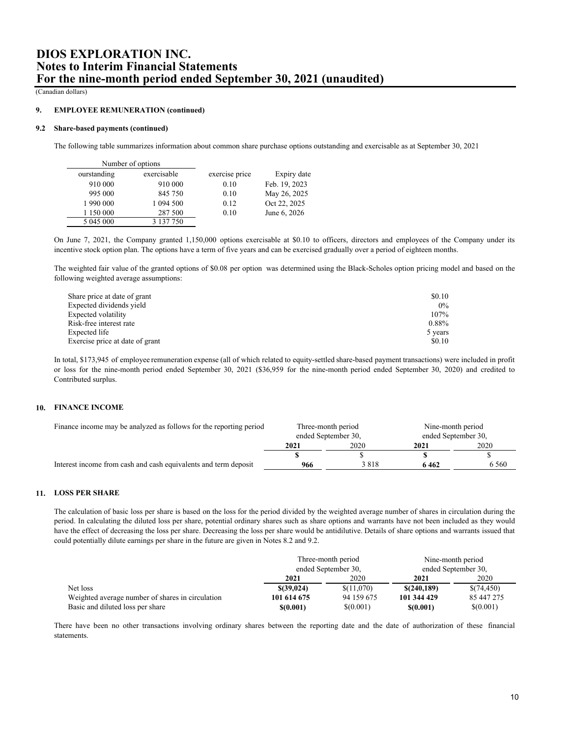# DIOS EXPLORATION INC.
# Notes to Interim Financial Statements
# For the nine-month period ended September 30, 2021 (unaudited)

(Canadian dollars)

## 9. EMPLOYEE REMUNERATION (continued)

### 9.2 Share-based payments (continued)

The following table summarizes information about common share purchase options outstanding and exercisable as at September 30, 2021

| Number of options | | | |
|---|---|---|---|
| ourstanding | exercisable | exercise price | Expiry date |
| 910 000 | 910 000 | 0.10 | Feb. 19, 2023 |
| 995 000 | 845 750 | 0.10 | May 26, 2025 |
| 1 990 000 | 1 094 500 | 0.12 | Oct 22, 2025 |
| 1 150 000 | 287 500 | 0.10 | June 6, 2026 |
| 5 045 000 | 3 137 750 | | |

On June 7, 2021, the Company granted 1,150,000 options exercisable at $0.10 to officers, directors and employees of the Company under its incentive stock option plan. The options have a term of five years and can be exercised gradually over a period of eighteen months.

The weighted fair value of the granted options of $0.08 per option was determined using the Black-Scholes option pricing model and based on the following weighted average assumptions:

| | |
|---|---|
| Share price at date of grant | $0.10 |
| Expected dividends yield | 0% |
| Expected volatility | 107% |
| Risk-free interest rate | 0.88% |
| Expected life | 5 years |
| Exercise price at date of grant | $0.10 |

In total, $173,945 of employee remuneration expense (all of which related to equity-settled share-based payment transactions) were included in profit or loss for the nine-month period ended September 30, 2021 ($36,959 for the nine-month period ended September 30, 2020) and credited to Contributed surplus.

## 10. FINANCE INCOME

| Finance income may be analyzed as follows for the reporting period | Three-month period ended September 30, | | Nine-month period ended September 30, | |
|---|---|---|---|---|
| | **2021** | 2020 | **2021** | 2020 |
| | **$** | $ | **$** | $ |
| Interest income from cash and cash equivalents and term deposit | **966** | 3 818 | **6 462** | 6 560 |

## 11. LOSS PER SHARE

The calculation of basic loss per share is based on the loss for the period divided by the weighted average number of shares in circulation during the period. In calculating the diluted loss per share, potential ordinary shares such as share options and warrants have not been included as they would have the effect of decreasing the loss per share. Decreasing the loss per share would be antidilutive. Details of share options and warrants issued that could potentially dilute earnings per share in the future are given in Notes 8.2 and 9.2.

| | Three-month period ended September 30, | | Nine-month period ended September 30, | |
|---|---|---|---|---|
| | **2021** | 2020 | **2021** | 2020 |
| Net loss | **$(39,024)** | $(11,070) | **$(240,189)** | $(74,450) |
| Weighted average number of shares in circulation | **101 614 675** | 94 159 675 | **101 344 429** | 85 447 275 |
| Basic and diluted loss per share | **$(0.001)** | $(0.001) | **$(0.001)** | $(0.001) |

There have been no other transactions involving ordinary shares between the reporting date and the date of authorization of these financial statements.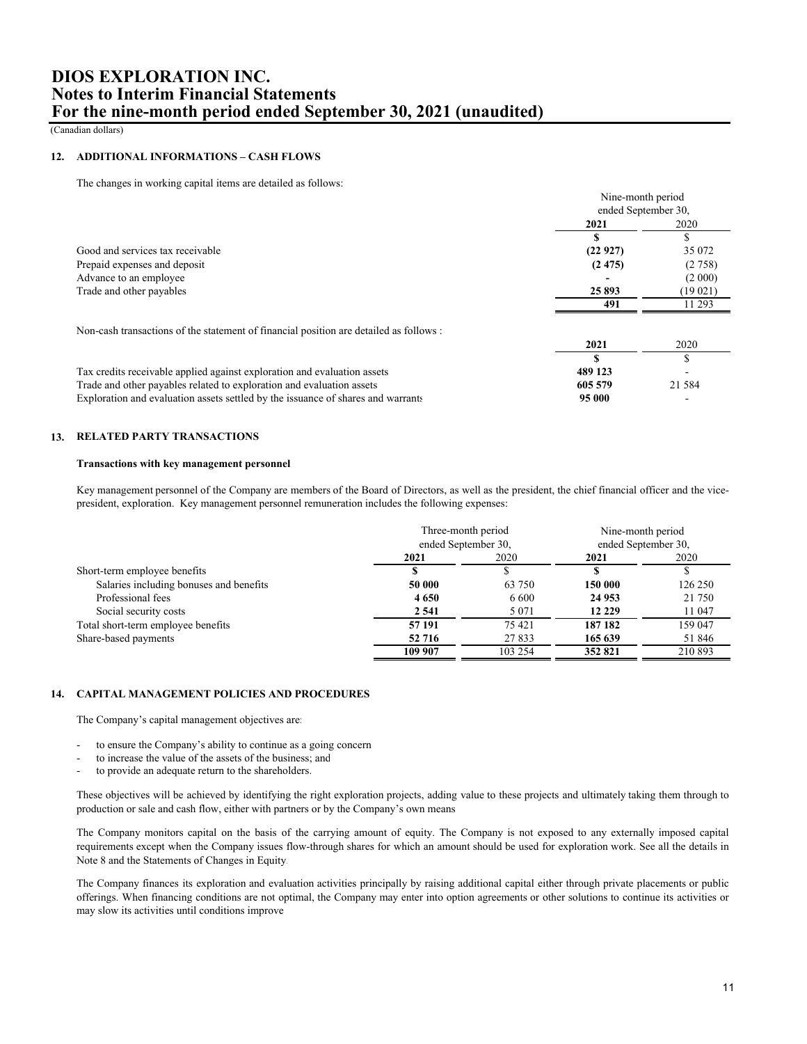# DIOS EXPLORATION INC.
# Notes to Interim Financial Statements
# For the nine-month period ended September 30, 2021 (unaudited)

(Canadian dollars)

## 12. ADDITIONAL INFORMATIONS – CASH FLOWS

The changes in working capital items are detailed as follows:

| | Nine-month period ended September 30, | |
|---|---|---|
| | **2021** | 2020 |
| | **$** | $ |
| Good and services tax receivable | **(22 927)** | 35 072 |
| Prepaid expenses and deposit | **(2 475)** | (2 758) |
| Advance to an employee | **-** | (2 000) |
| Trade and other payables | **25 893** | (19 021) |
| | **491** | 11 293 |

Non-cash transactions of the statement of financial position are detailed as follows :

| | **2021** | 2020 |
|---|---|---|
| | **$** | $ |
| Tax credits receivable applied against exploration and evaluation assets | **489 123** | - |
| Trade and other payables related to exploration and evaluation assets | **605 579** | 21 584 |
| Exploration and evaluation assets settled by the issuance of shares and warrants | **95 000** | - |

## 13. RELATED PARTY TRANSACTIONS

**Transactions with key management personnel**

Key management personnel of the Company are members of the Board of Directors, as well as the president, the chief financial officer and the vice-president, exploration. Key management personnel remuneration includes the following expenses:

| | Three-month period ended September 30, | | Nine-month period ended September 30, | |
|---|---|---|---|---|
| | **2021** | 2020 | **2021** | 2020 |
| Short-term employee benefits | **$** | $ | **$** | $ |
| Salaries including bonuses and benefits | **50 000** | 63 750 | **150 000** | 126 250 |
| Professional fees | **4 650** | 6 600 | **24 953** | 21 750 |
| Social security costs | **2 541** | 5 071 | **12 229** | 11 047 |
| Total short-term employee benefits | **57 191** | 75 421 | **187 182** | 159 047 |
| Share-based payments | **52 716** | 27 833 | **165 639** | 51 846 |
| | **109 907** | 103 254 | **352 821** | 210 893 |

## 14. CAPITAL MANAGEMENT POLICIES AND PROCEDURES

The Company's capital management objectives are:

- to ensure the Company's ability to continue as a going concern
- to increase the value of the assets of the business; and
- to provide an adequate return to the shareholders.

These objectives will be achieved by identifying the right exploration projects, adding value to these projects and ultimately taking them through to production or sale and cash flow, either with partners or by the Company's own means

The Company monitors capital on the basis of the carrying amount of equity. The Company is not exposed to any externally imposed capital requirements except when the Company issues flow-through shares for which an amount should be used for exploration work. See all the details in Note 8 and the Statements of Changes in Equity.

The Company finances its exploration and evaluation activities principally by raising additional capital either through private placements or public offerings. When financing conditions are not optimal, the Company may enter into option agreements or other solutions to continue its activities or may slow its activities until conditions improve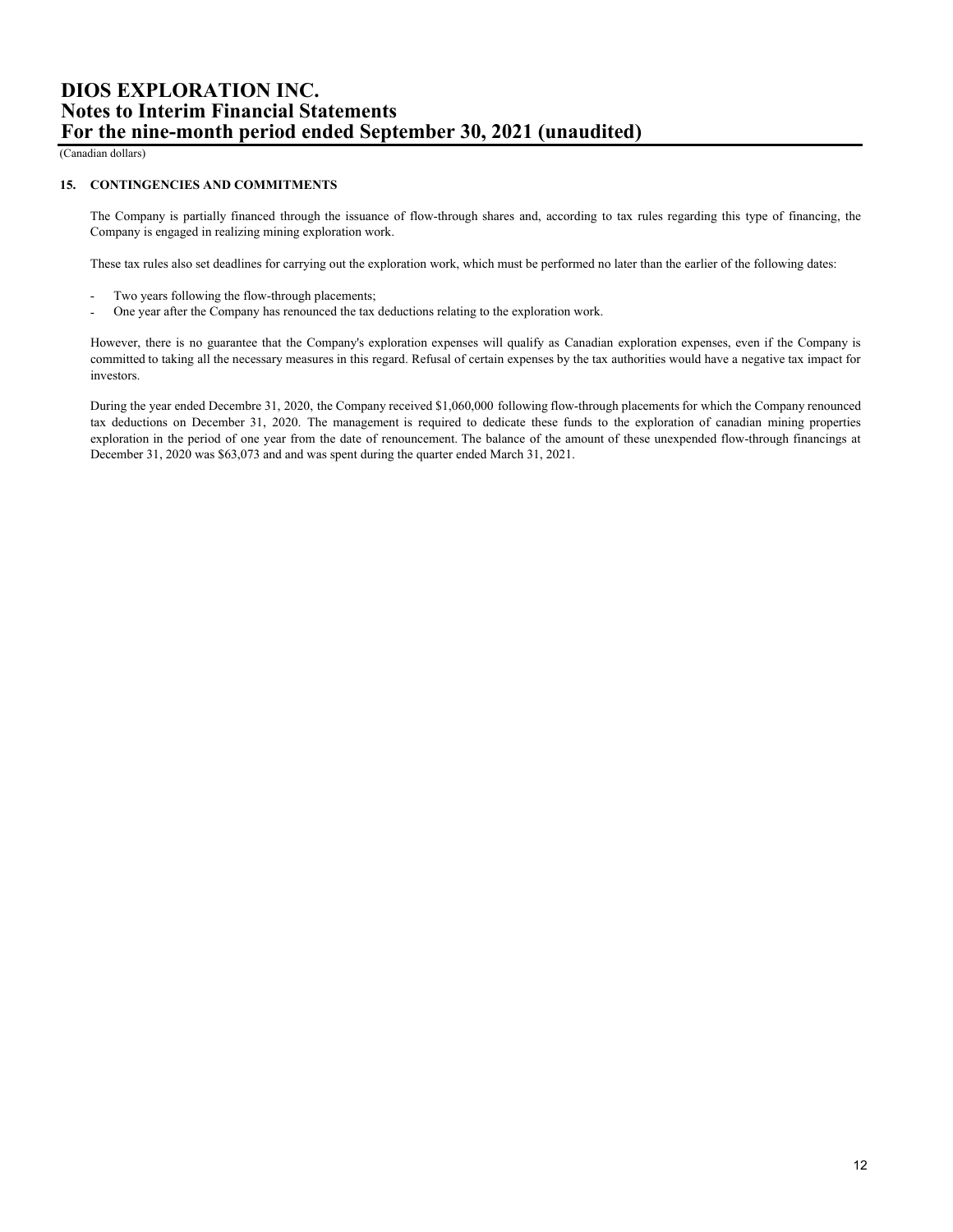# DIOS EXPLORATION INC.
# Notes to Interim Financial Statements
# For the nine-month period ended September 30, 2021 (unaudited)

(Canadian dollars)

## 15. CONTINGENCIES AND COMMITMENTS

The Company is partially financed through the issuance of flow-through shares and, according to tax rules regarding this type of financing, the Company is engaged in realizing mining exploration work.

These tax rules also set deadlines for carrying out the exploration work, which must be performed no later than the earlier of the following dates:

- Two years following the flow-through placements;
- One year after the Company has renounced the tax deductions relating to the exploration work.

However, there is no guarantee that the Company's exploration expenses will qualify as Canadian exploration expenses, even if the Company is committed to taking all the necessary measures in this regard. Refusal of certain expenses by the tax authorities would have a negative tax impact for investors.

During the year ended Decembre 31, 2020, the Company received $1,060,000 following flow-through placements for which the Company renounced tax deductions on December 31, 2020. The management is required to dedicate these funds to the exploration of canadian mining properties exploration in the period of one year from the date of renouncement. The balance of the amount of these unexpended flow-through financings at December 31, 2020 was $63,073 and and was spent during the quarter ended March 31, 2021.